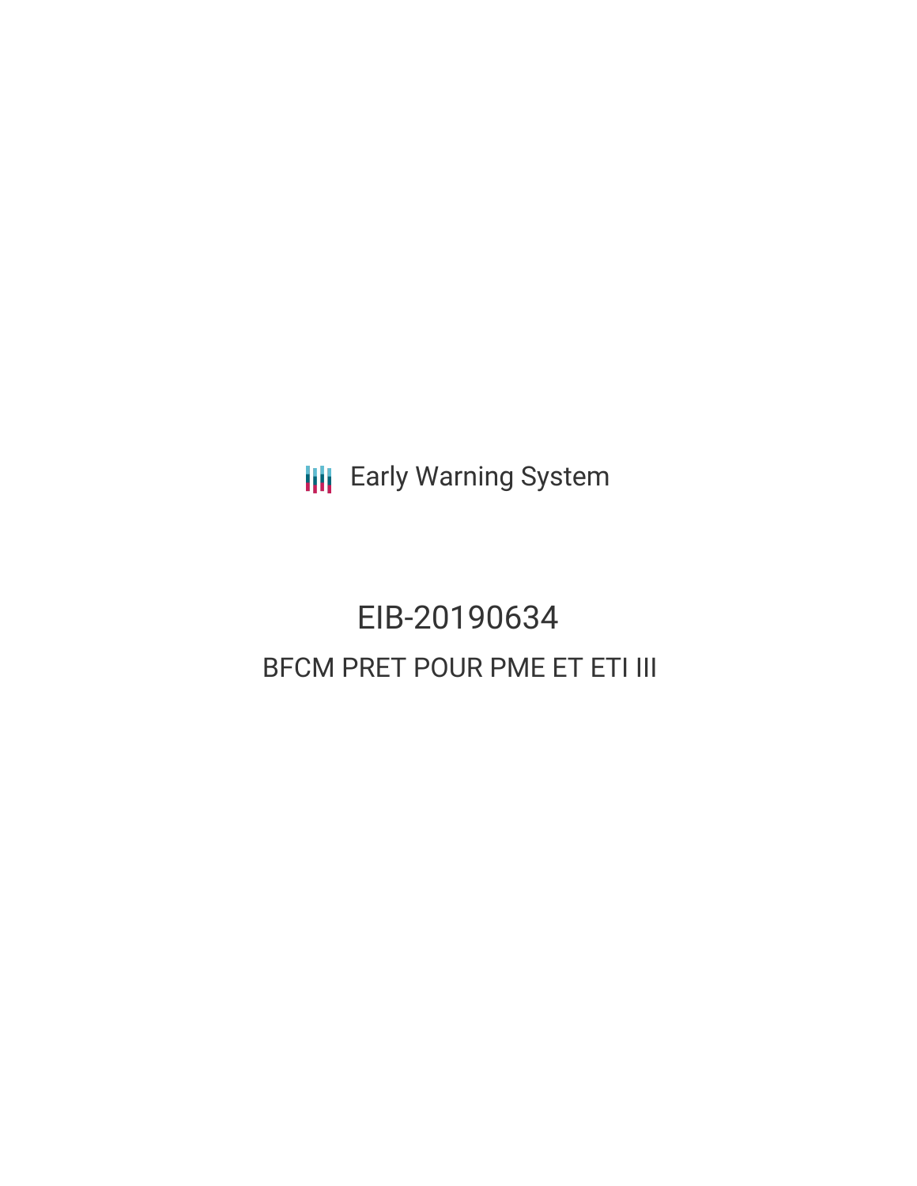Early Warning System

# EIB-20190634

## BFCM PRET POUR PME ET ETI III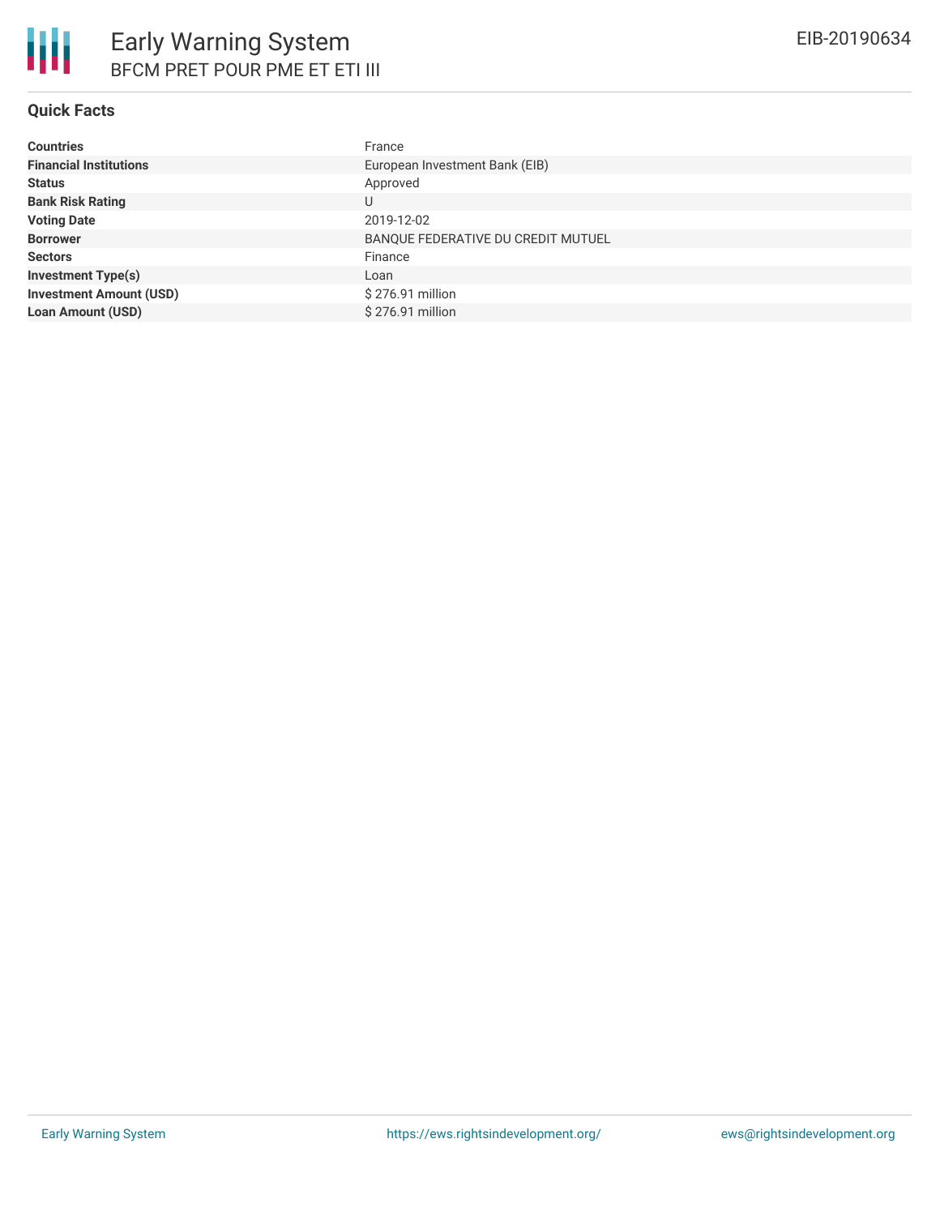# Early Warning System

## BFCM PRET POUR PME ET ETI III

EIB-20190634

### Quick Facts

| | |
|---|---|
| **Countries** | France |
| **Financial Institutions** | European Investment Bank (EIB) |
| **Status** | Approved |
| **Bank Risk Rating** | U |
| **Voting Date** | 2019-12-02 |
| **Borrower** | BANQUE FEDERATIVE DU CREDIT MUTUEL |
| **Sectors** | Finance |
| **Investment Type(s)** | Loan |
| **Investment Amount (USD)** | $ 276.91 million |
| **Loan Amount (USD)** | $ 276.91 million |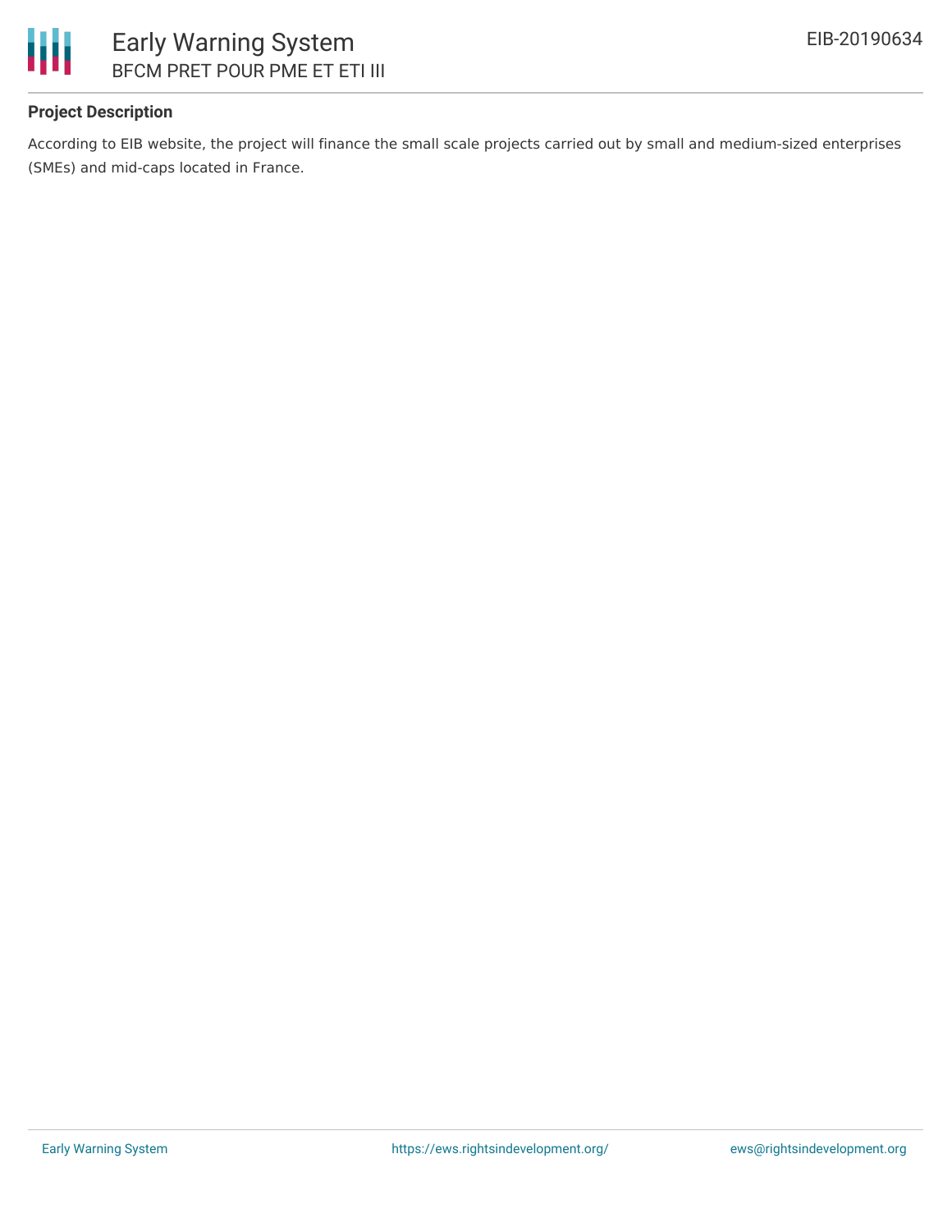**Project Description**

According to EIB website, the project will finance the small scale projects carried out by small and medium-sized enterprises (SMEs) and mid-caps located in France.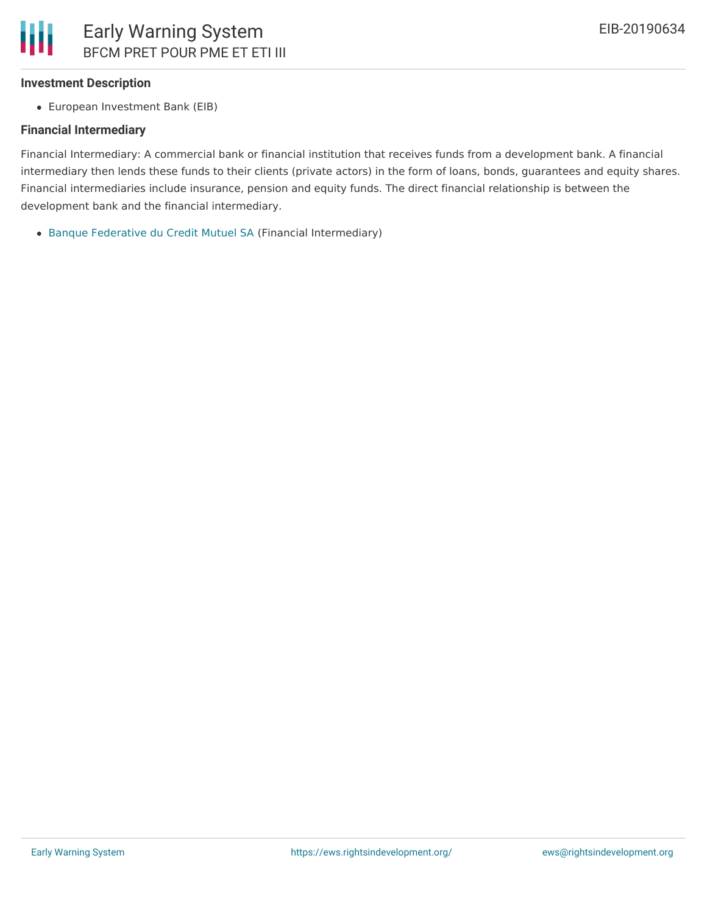### Investment Description

- European Investment Bank (EIB)

### Financial Intermediary

Financial Intermediary: A commercial bank or financial institution that receives funds from a development bank. A financial intermediary then lends these funds to their clients (private actors) in the form of loans, bonds, guarantees and equity shares. Financial intermediaries include insurance, pension and equity funds. The direct financial relationship is between the development bank and the financial intermediary.

- Banque Federative du Credit Mutuel SA (Financial Intermediary)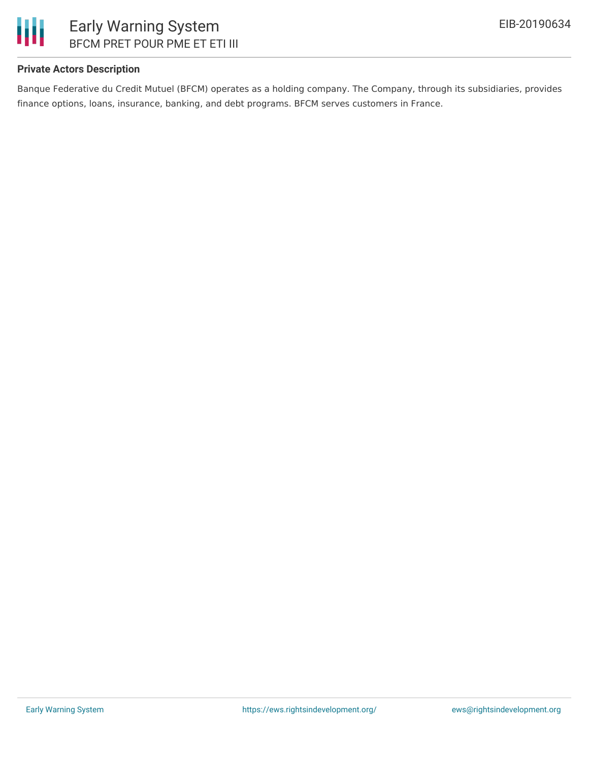**Private Actors Description**

Banque Federative du Credit Mutuel (BFCM) operates as a holding company. The Company, through its subsidiaries, provides finance options, loans, insurance, banking, and debt programs. BFCM serves customers in France.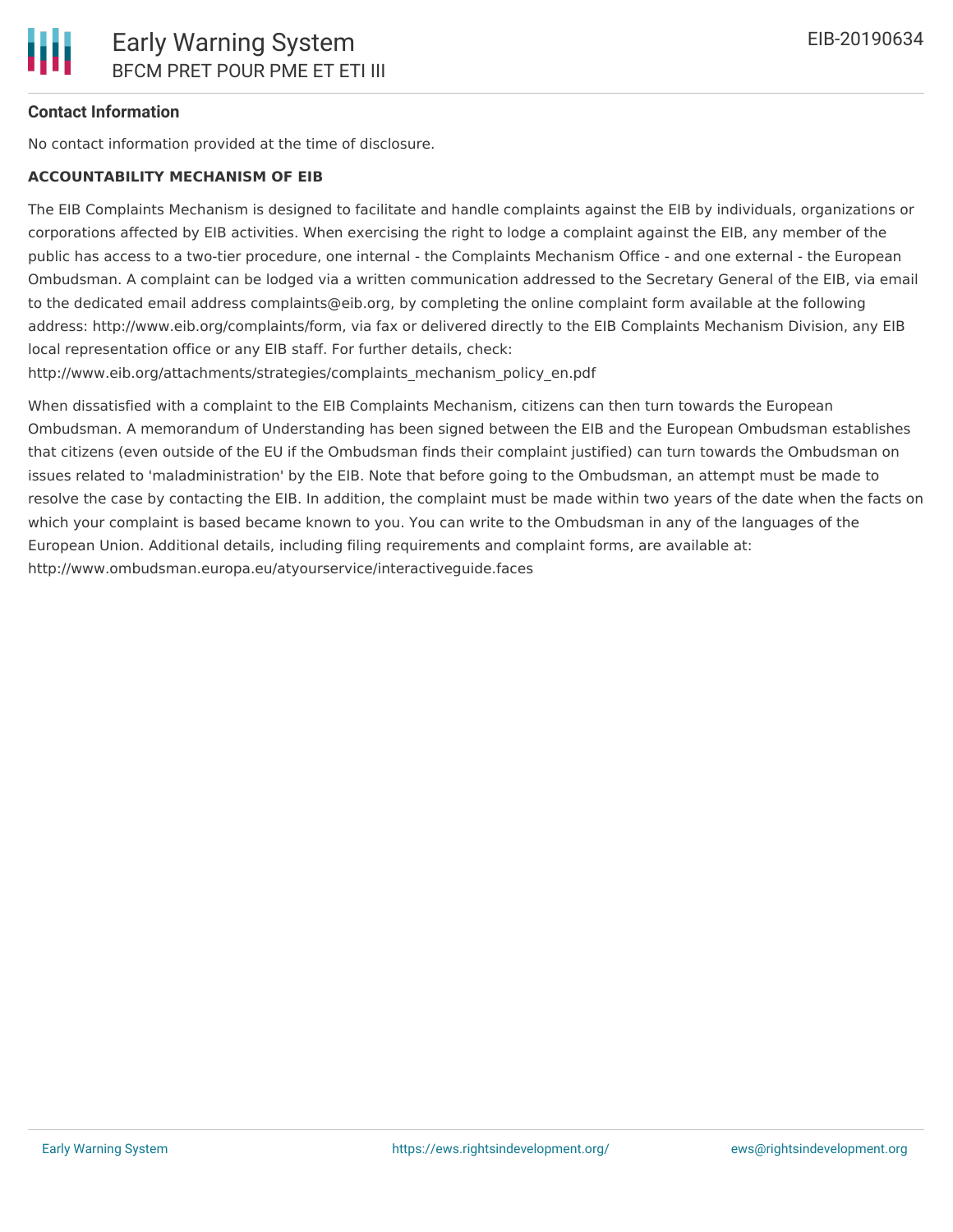### Contact Information

No contact information provided at the time of disclosure.

**ACCOUNTABILITY MECHANISM OF EIB**

The EIB Complaints Mechanism is designed to facilitate and handle complaints against the EIB by individuals, organizations or corporations affected by EIB activities. When exercising the right to lodge a complaint against the EIB, any member of the public has access to a two-tier procedure, one internal - the Complaints Mechanism Office - and one external - the European Ombudsman. A complaint can be lodged via a written communication addressed to the Secretary General of the EIB, via email to the dedicated email address complaints@eib.org, by completing the online complaint form available at the following address: http://www.eib.org/complaints/form, via fax or delivered directly to the EIB Complaints Mechanism Division, any EIB local representation office or any EIB staff. For further details, check: http://www.eib.org/attachments/strategies/complaints_mechanism_policy_en.pdf

When dissatisfied with a complaint to the EIB Complaints Mechanism, citizens can then turn towards the European Ombudsman. A memorandum of Understanding has been signed between the EIB and the European Ombudsman establishes that citizens (even outside of the EU if the Ombudsman finds their complaint justified) can turn towards the Ombudsman on issues related to 'maladministration' by the EIB. Note that before going to the Ombudsman, an attempt must be made to resolve the case by contacting the EIB. In addition, the complaint must be made within two years of the date when the facts on which your complaint is based became known to you. You can write to the Ombudsman in any of the languages of the European Union. Additional details, including filing requirements and complaint forms, are available at: http://www.ombudsman.europa.eu/atyourservice/interactiveguide.faces